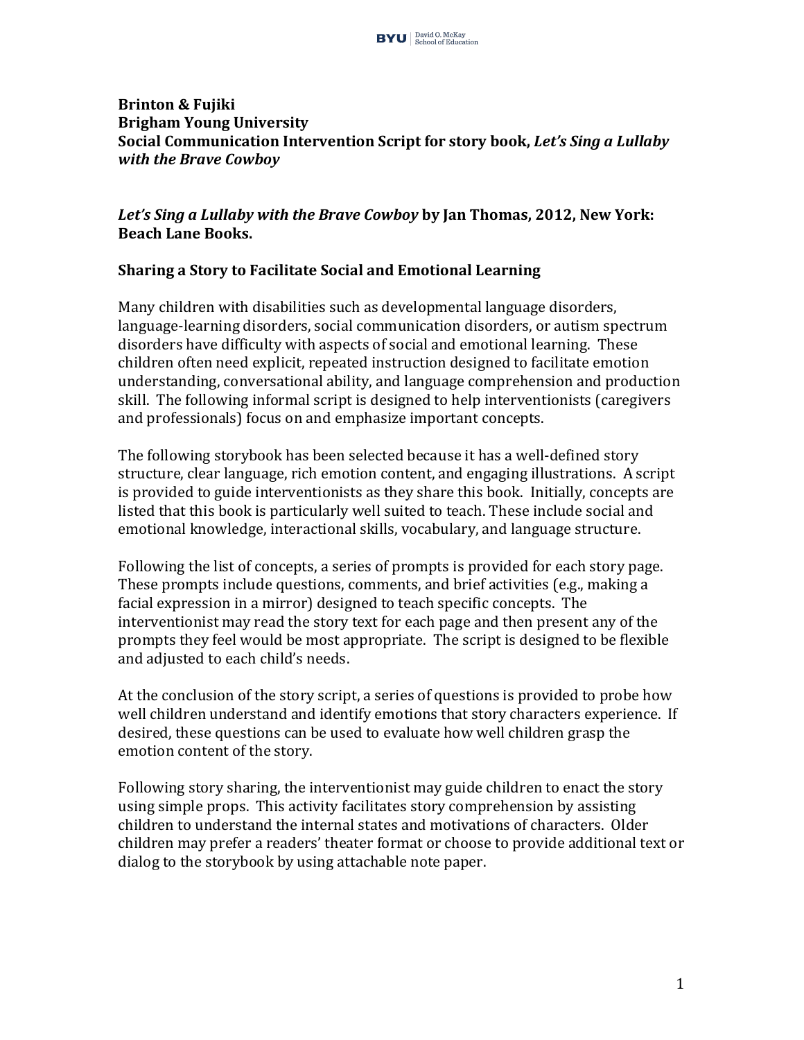**Brinton & Fujiki**
**Brigham Young University**
**Social Communication Intervention Script for story book, *Let's Sing a Lullaby with the Brave Cowboy***

***Let's Sing a Lullaby with the Brave Cowboy* by Jan Thomas, 2012, New York: Beach Lane Books.**

## Sharing a Story to Facilitate Social and Emotional Learning

Many children with disabilities such as developmental language disorders, language-learning disorders, social communication disorders, or autism spectrum disorders have difficulty with aspects of social and emotional learning. These children often need explicit, repeated instruction designed to facilitate emotion understanding, conversational ability, and language comprehension and production skill. The following informal script is designed to help interventionists (caregivers and professionals) focus on and emphasize important concepts.

The following storybook has been selected because it has a well-defined story structure, clear language, rich emotion content, and engaging illustrations. A script is provided to guide interventionists as they share this book. Initially, concepts are listed that this book is particularly well suited to teach. These include social and emotional knowledge, interactional skills, vocabulary, and language structure.

Following the list of concepts, a series of prompts is provided for each story page. These prompts include questions, comments, and brief activities (e.g., making a facial expression in a mirror) designed to teach specific concepts. The interventionist may read the story text for each page and then present any of the prompts they feel would be most appropriate. The script is designed to be flexible and adjusted to each child's needs.

At the conclusion of the story script, a series of questions is provided to probe how well children understand and identify emotions that story characters experience. If desired, these questions can be used to evaluate how well children grasp the emotion content of the story.

Following story sharing, the interventionist may guide children to enact the story using simple props. This activity facilitates story comprehension by assisting children to understand the internal states and motivations of characters. Older children may prefer a readers' theater format or choose to provide additional text or dialog to the storybook by using attachable note paper.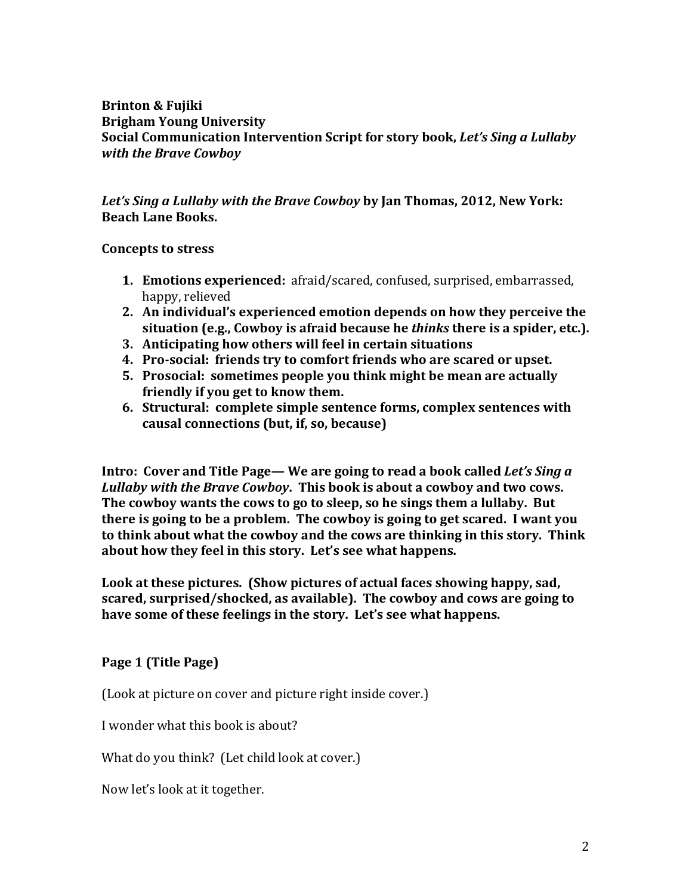**Brinton & Fujiki**
**Brigham Young University**
**Social Communication Intervention Script for story book, *Let's Sing a Lullaby with the Brave Cowboy***

***Let's Sing a Lullaby with the Brave Cowboy* by Jan Thomas, 2012, New York: Beach Lane Books.**

**Concepts to stress**

1. **Emotions experienced:** afraid/scared, confused, surprised, embarrassed, happy, relieved
2. **An individual's experienced emotion depends on how they perceive the situation (e.g., Cowboy is afraid because he *thinks* there is a spider, etc.).**
3. **Anticipating how others will feel in certain situations**
4. **Pro-social: friends try to comfort friends who are scared or upset.**
5. **Prosocial: sometimes people you think might be mean are actually friendly if you get to know them.**
6. **Structural: complete simple sentence forms, complex sentences with causal connections (but, if, so, because)**

**Intro: Cover and Title Page— We are going to read a book called *Let's Sing a Lullaby with the Brave Cowboy*. This book is about a cowboy and two cows. The cowboy wants the cows to go to sleep, so he sings them a lullaby. But there is going to be a problem. The cowboy is going to get scared. I want you to think about what the cowboy and the cows are thinking in this story. Think about how they feel in this story. Let's see what happens.**

**Look at these pictures. (Show pictures of actual faces showing happy, sad, scared, surprised/shocked, as available). The cowboy and cows are going to have some of these feelings in the story. Let's see what happens.**

## Page 1 (Title Page)

(Look at picture on cover and picture right inside cover.)

I wonder what this book is about?

What do you think? (Let child look at cover.)

Now let's look at it together.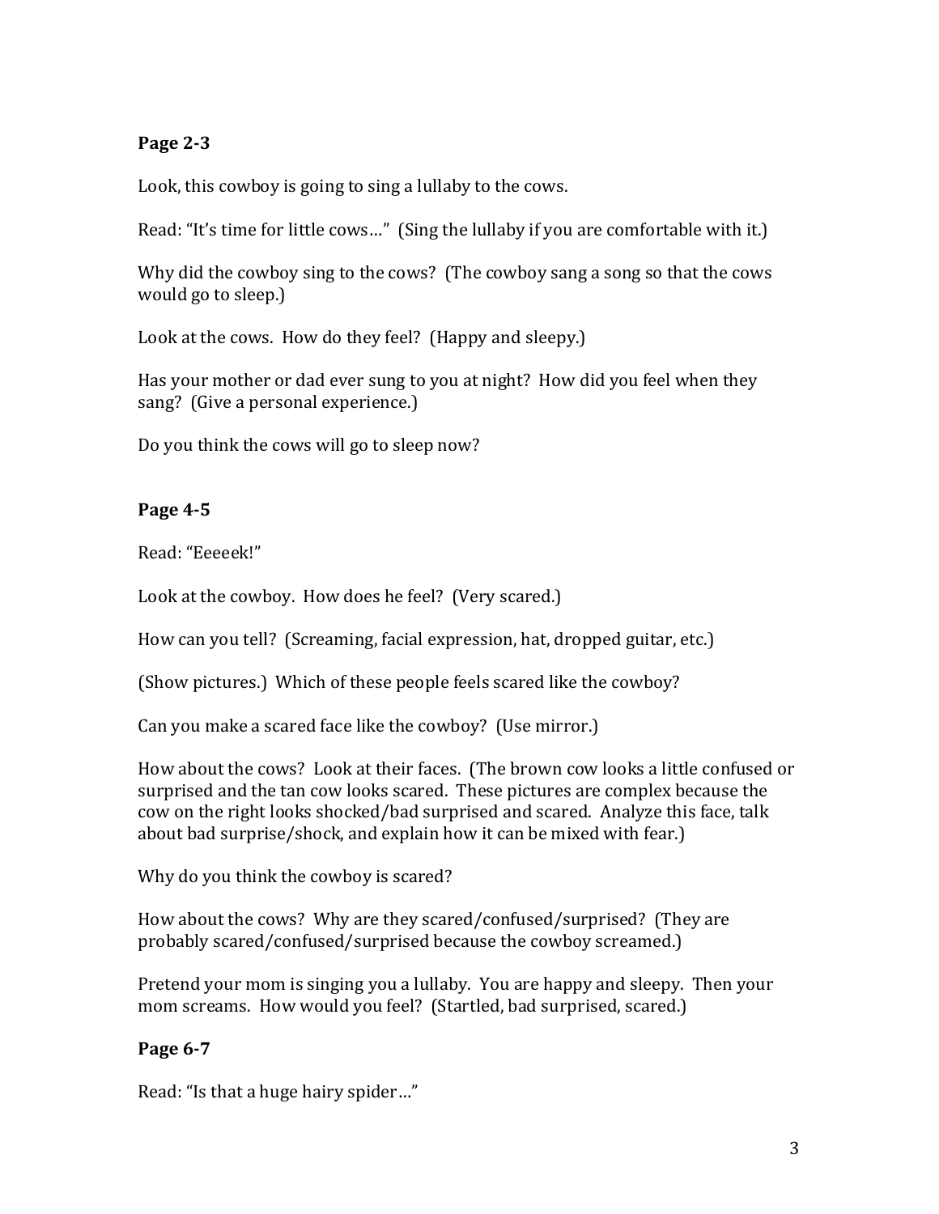**Page 2-3**

Look, this cowboy is going to sing a lullaby to the cows.

Read: "It's time for little cows…" (Sing the lullaby if you are comfortable with it.)

Why did the cowboy sing to the cows? (The cowboy sang a song so that the cows would go to sleep.)

Look at the cows. How do they feel? (Happy and sleepy.)

Has your mother or dad ever sung to you at night? How did you feel when they sang? (Give a personal experience.)

Do you think the cows will go to sleep now?

**Page 4-5**

Read: "Eeeeek!"

Look at the cowboy. How does he feel? (Very scared.)

How can you tell? (Screaming, facial expression, hat, dropped guitar, etc.)

(Show pictures.) Which of these people feels scared like the cowboy?

Can you make a scared face like the cowboy? (Use mirror.)

How about the cows? Look at their faces. (The brown cow looks a little confused or surprised and the tan cow looks scared. These pictures are complex because the cow on the right looks shocked/bad surprised and scared. Analyze this face, talk about bad surprise/shock, and explain how it can be mixed with fear.)

Why do you think the cowboy is scared?

How about the cows? Why are they scared/confused/surprised? (They are probably scared/confused/surprised because the cowboy screamed.)

Pretend your mom is singing you a lullaby. You are happy and sleepy. Then your mom screams. How would you feel? (Startled, bad surprised, scared.)

**Page 6-7**

Read: "Is that a huge hairy spider…"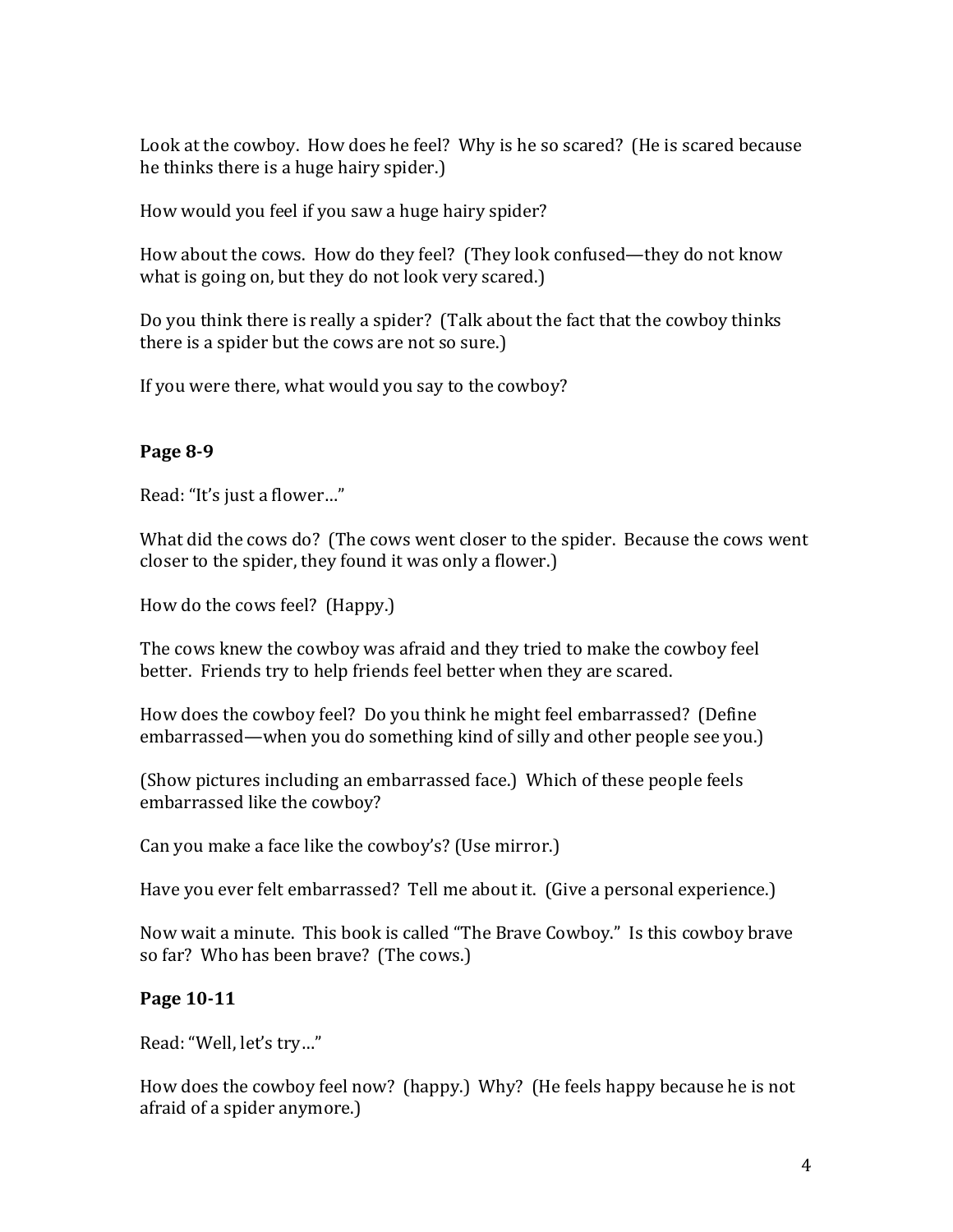Look at the cowboy. How does he feel? Why is he so scared? (He is scared because he thinks there is a huge hairy spider.)

How would you feel if you saw a huge hairy spider?

How about the cows. How do they feel? (They look confused—they do not know what is going on, but they do not look very scared.)

Do you think there is really a spider? (Talk about the fact that the cowboy thinks there is a spider but the cows are not so sure.)

If you were there, what would you say to the cowboy?

**Page 8-9**

Read: "It's just a flower…"

What did the cows do? (The cows went closer to the spider. Because the cows went closer to the spider, they found it was only a flower.)

How do the cows feel? (Happy.)

The cows knew the cowboy was afraid and they tried to make the cowboy feel better. Friends try to help friends feel better when they are scared.

How does the cowboy feel? Do you think he might feel embarrassed? (Define embarrassed—when you do something kind of silly and other people see you.)

(Show pictures including an embarrassed face.) Which of these people feels embarrassed like the cowboy?

Can you make a face like the cowboy's? (Use mirror.)

Have you ever felt embarrassed? Tell me about it. (Give a personal experience.)

Now wait a minute. This book is called "The Brave Cowboy." Is this cowboy brave so far? Who has been brave? (The cows.)

**Page 10-11**

Read: "Well, let's try…"

How does the cowboy feel now? (happy.) Why? (He feels happy because he is not afraid of a spider anymore.)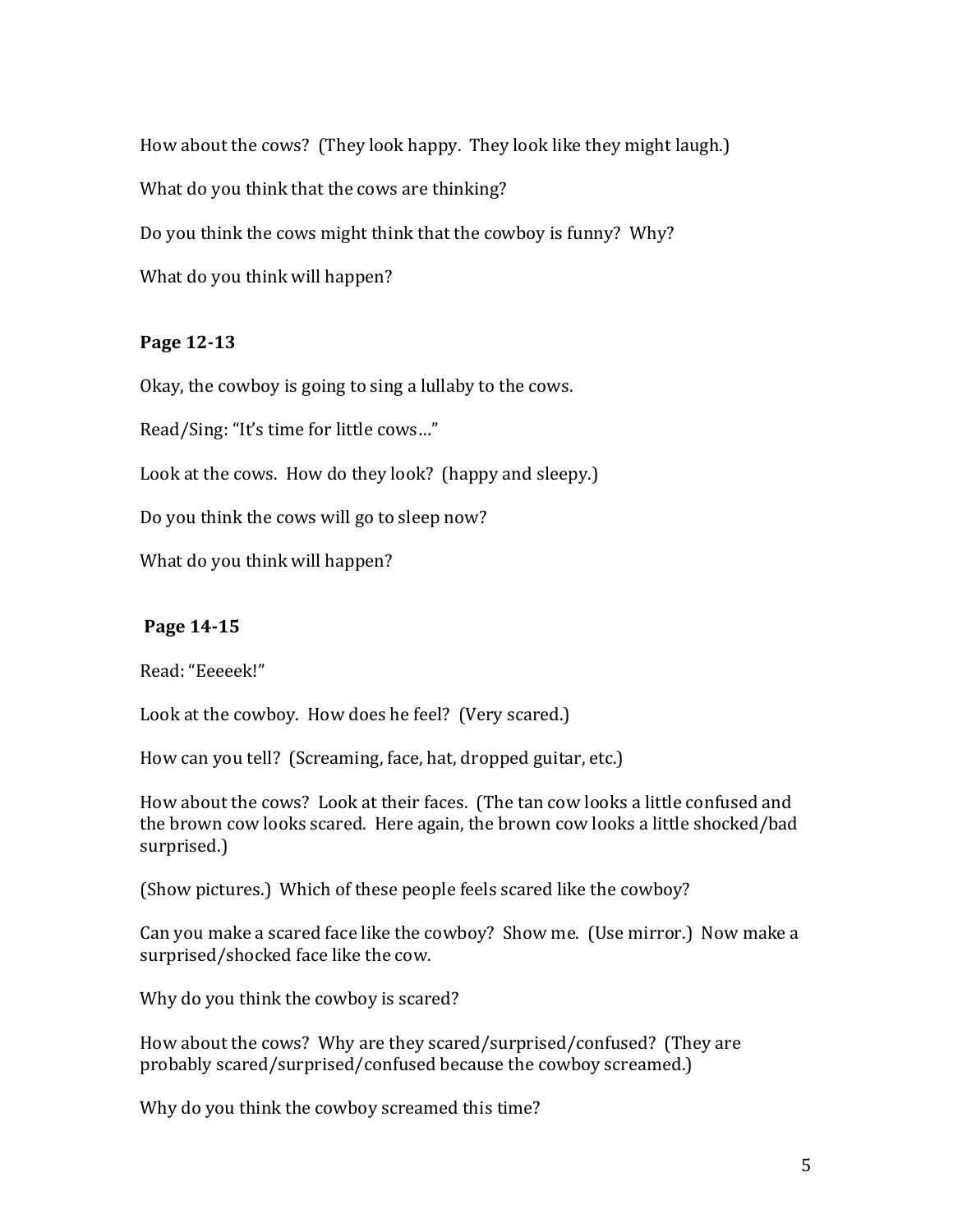How about the cows? (They look happy. They look like they might laugh.)

What do you think that the cows are thinking?

Do you think the cows might think that the cowboy is funny? Why?

What do you think will happen?

**Page 12-13**

Okay, the cowboy is going to sing a lullaby to the cows.

Read/Sing: "It's time for little cows…"

Look at the cows. How do they look? (happy and sleepy.)

Do you think the cows will go to sleep now?

What do you think will happen?

**Page 14-15**

Read: "Eeeeek!"

Look at the cowboy. How does he feel? (Very scared.)

How can you tell? (Screaming, face, hat, dropped guitar, etc.)

How about the cows? Look at their faces. (The tan cow looks a little confused and the brown cow looks scared. Here again, the brown cow looks a little shocked/bad surprised.)

(Show pictures.) Which of these people feels scared like the cowboy?

Can you make a scared face like the cowboy? Show me. (Use mirror.) Now make a surprised/shocked face like the cow.

Why do you think the cowboy is scared?

How about the cows? Why are they scared/surprised/confused? (They are probably scared/surprised/confused because the cowboy screamed.)

Why do you think the cowboy screamed this time?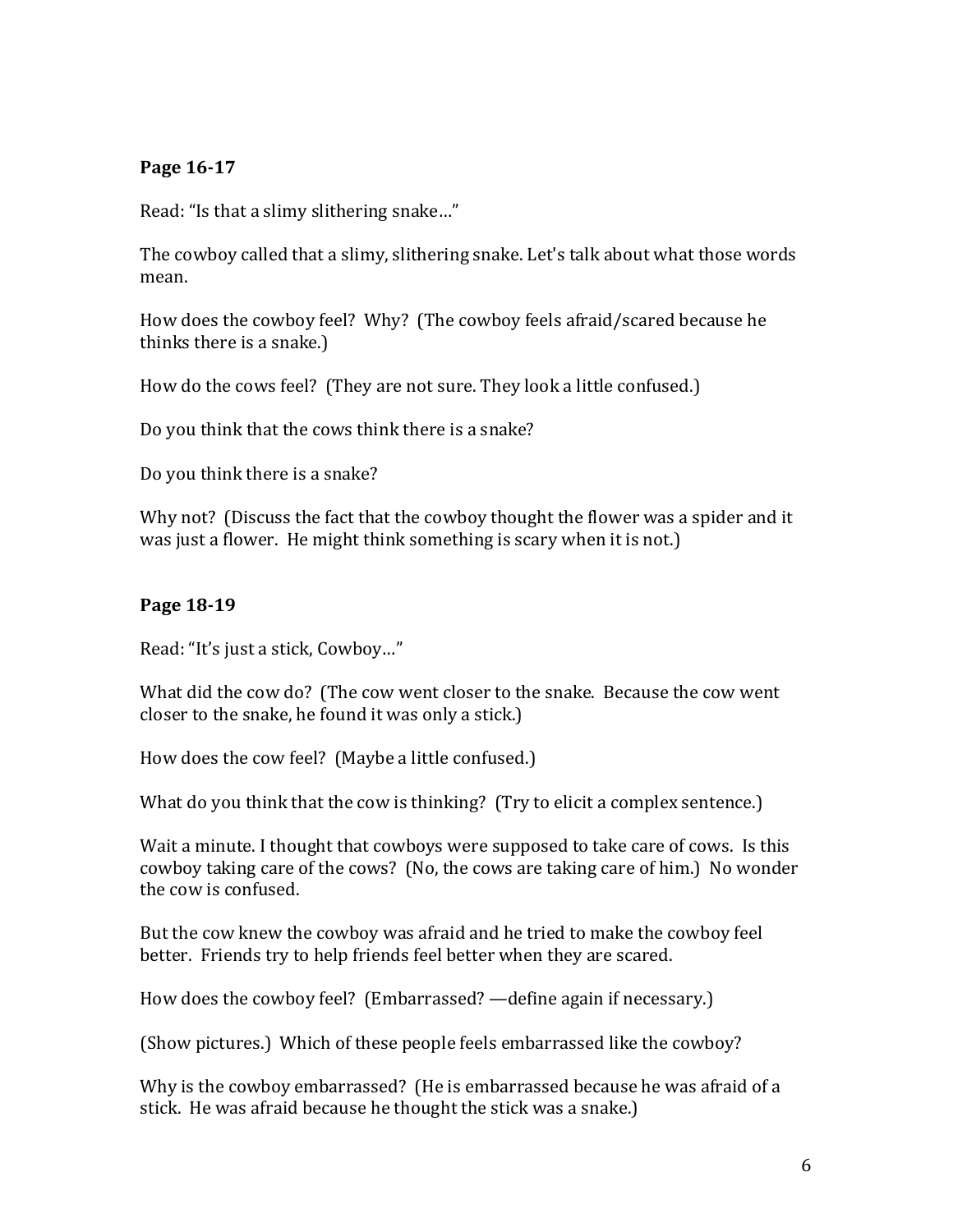**Page 16-17**

Read: "Is that a slimy slithering snake…"

The cowboy called that a slimy, slithering snake. Let's talk about what those words mean.

How does the cowboy feel? Why? (The cowboy feels afraid/scared because he thinks there is a snake.)

How do the cows feel? (They are not sure. They look a little confused.)

Do you think that the cows think there is a snake?

Do you think there is a snake?

Why not? (Discuss the fact that the cowboy thought the flower was a spider and it was just a flower. He might think something is scary when it is not.)

**Page 18-19**

Read: "It's just a stick, Cowboy…"

What did the cow do? (The cow went closer to the snake. Because the cow went closer to the snake, he found it was only a stick.)

How does the cow feel? (Maybe a little confused.)

What do you think that the cow is thinking? (Try to elicit a complex sentence.)

Wait a minute. I thought that cowboys were supposed to take care of cows. Is this cowboy taking care of the cows? (No, the cows are taking care of him.) No wonder the cow is confused.

But the cow knew the cowboy was afraid and he tried to make the cowboy feel better. Friends try to help friends feel better when they are scared.

How does the cowboy feel? (Embarrassed? —define again if necessary.)

(Show pictures.) Which of these people feels embarrassed like the cowboy?

Why is the cowboy embarrassed? (He is embarrassed because he was afraid of a stick. He was afraid because he thought the stick was a snake.)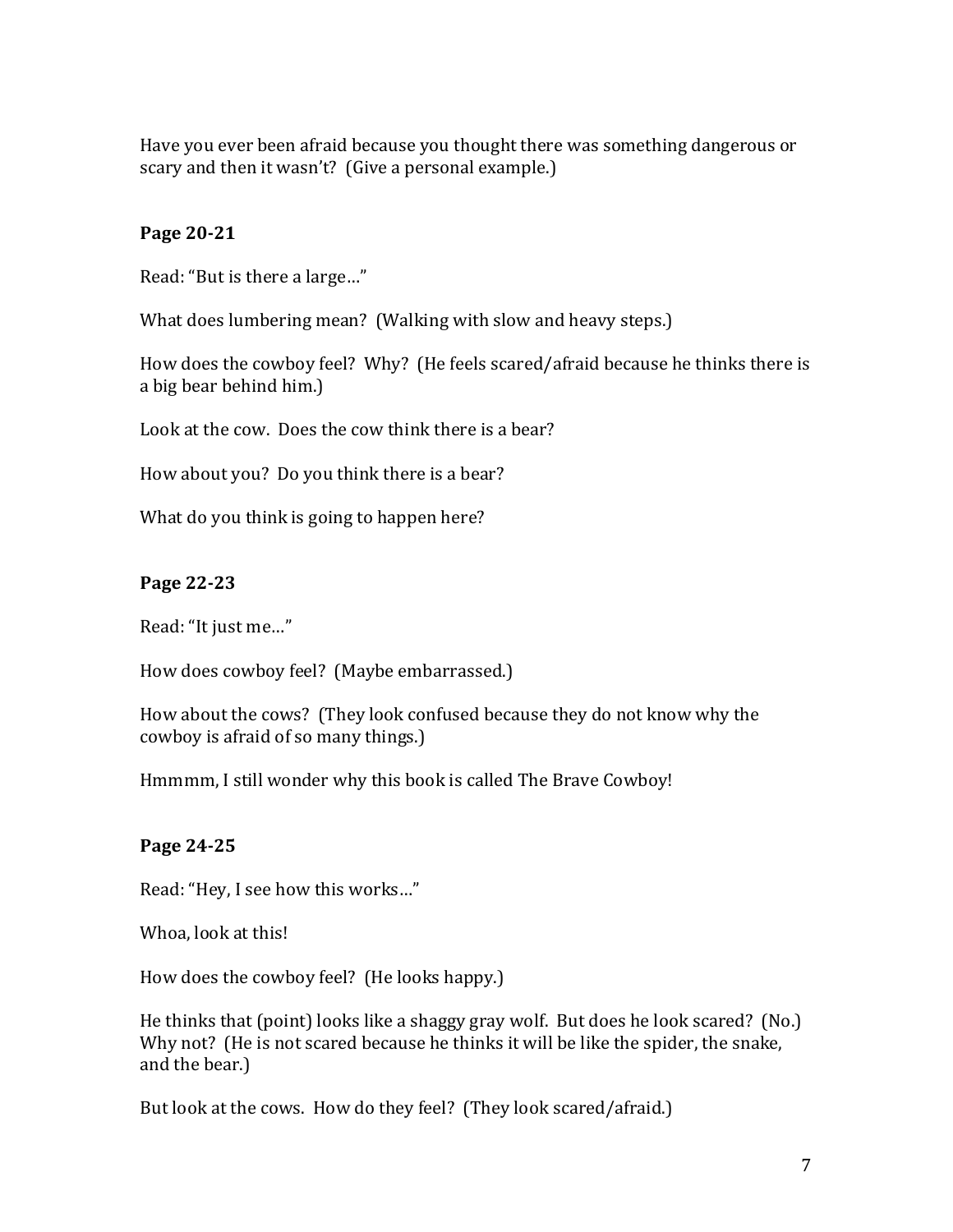Have you ever been afraid because you thought there was something dangerous or scary and then it wasn't? (Give a personal example.)

**Page 20-21**

Read: "But is there a large…"

What does lumbering mean? (Walking with slow and heavy steps.)

How does the cowboy feel? Why? (He feels scared/afraid because he thinks there is a big bear behind him.)

Look at the cow. Does the cow think there is a bear?

How about you? Do you think there is a bear?

What do you think is going to happen here?

**Page 22-23**

Read: "It just me…"

How does cowboy feel? (Maybe embarrassed.)

How about the cows? (They look confused because they do not know why the cowboy is afraid of so many things.)

Hmmmm, I still wonder why this book is called The Brave Cowboy!

**Page 24-25**

Read: "Hey, I see how this works…"

Whoa, look at this!

How does the cowboy feel? (He looks happy.)

He thinks that (point) looks like a shaggy gray wolf. But does he look scared? (No.) Why not? (He is not scared because he thinks it will be like the spider, the snake, and the bear.)

But look at the cows. How do they feel? (They look scared/afraid.)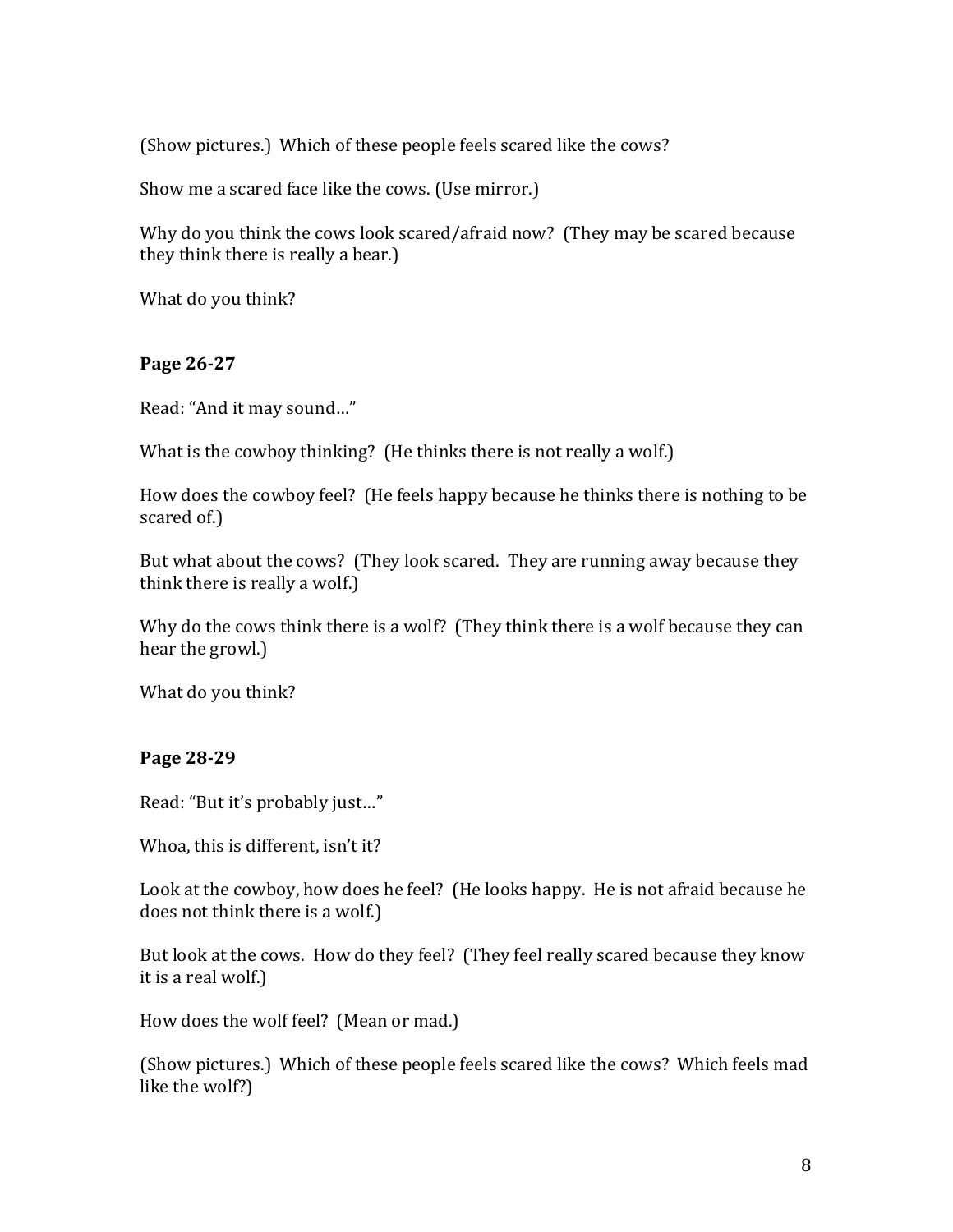(Show pictures.) Which of these people feels scared like the cows?

Show me a scared face like the cows. (Use mirror.)

Why do you think the cows look scared/afraid now? (They may be scared because they think there is really a bear.)

What do you think?

**Page 26-27**

Read: "And it may sound…"

What is the cowboy thinking? (He thinks there is not really a wolf.)

How does the cowboy feel? (He feels happy because he thinks there is nothing to be scared of.)

But what about the cows? (They look scared. They are running away because they think there is really a wolf.)

Why do the cows think there is a wolf? (They think there is a wolf because they can hear the growl.)

What do you think?

**Page 28-29**

Read: "But it's probably just…"

Whoa, this is different, isn't it?

Look at the cowboy, how does he feel? (He looks happy. He is not afraid because he does not think there is a wolf.)

But look at the cows. How do they feel? (They feel really scared because they know it is a real wolf.)

How does the wolf feel? (Mean or mad.)

(Show pictures.) Which of these people feels scared like the cows? Which feels mad like the wolf?)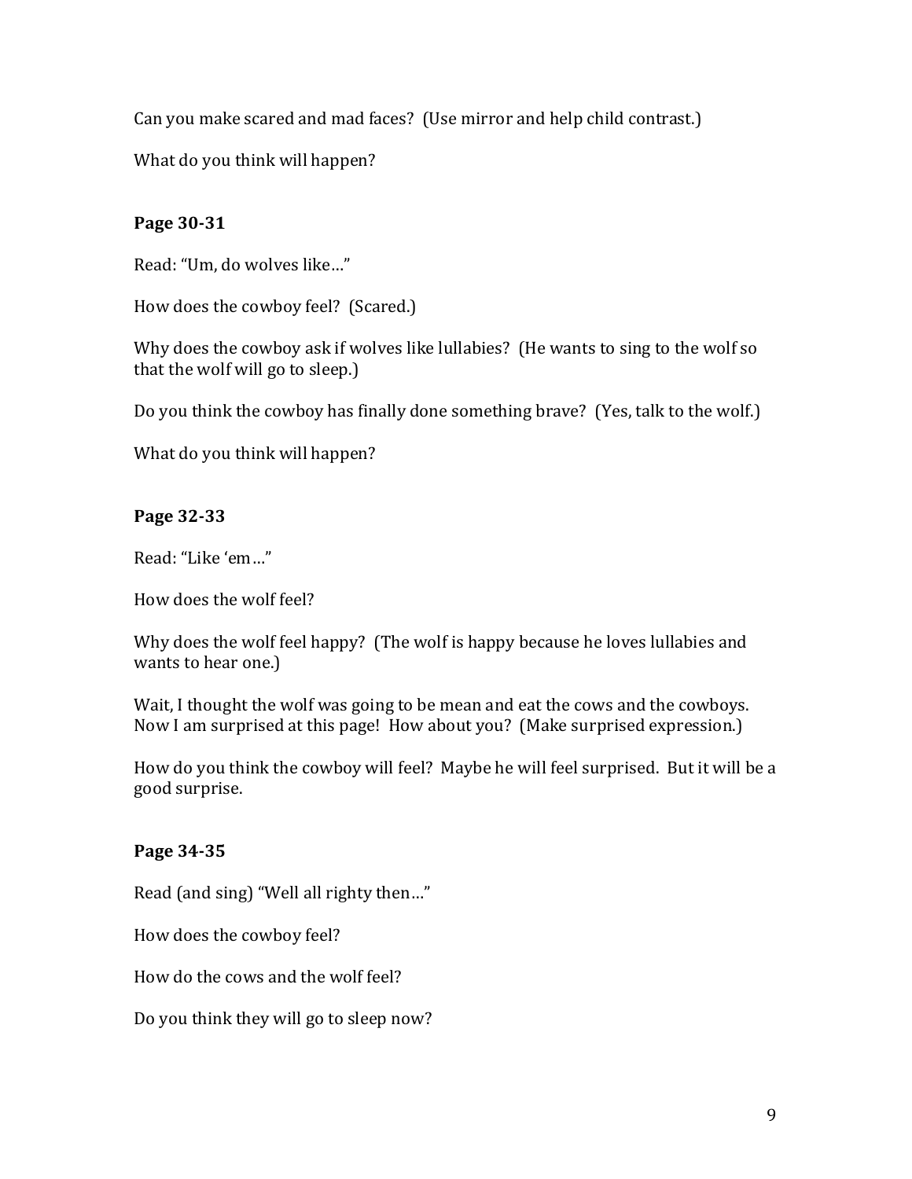Can you make scared and mad faces? (Use mirror and help child contrast.)

What do you think will happen?

**Page 30-31**

Read: "Um, do wolves like…"

How does the cowboy feel? (Scared.)

Why does the cowboy ask if wolves like lullabies? (He wants to sing to the wolf so that the wolf will go to sleep.)

Do you think the cowboy has finally done something brave? (Yes, talk to the wolf.)

What do you think will happen?

**Page 32-33**

Read: "Like 'em…"

How does the wolf feel?

Why does the wolf feel happy? (The wolf is happy because he loves lullabies and wants to hear one.)

Wait, I thought the wolf was going to be mean and eat the cows and the cowboys. Now I am surprised at this page! How about you? (Make surprised expression.)

How do you think the cowboy will feel? Maybe he will feel surprised. But it will be a good surprise.

**Page 34-35**

Read (and sing) "Well all righty then…"

How does the cowboy feel?

How do the cows and the wolf feel?

Do you think they will go to sleep now?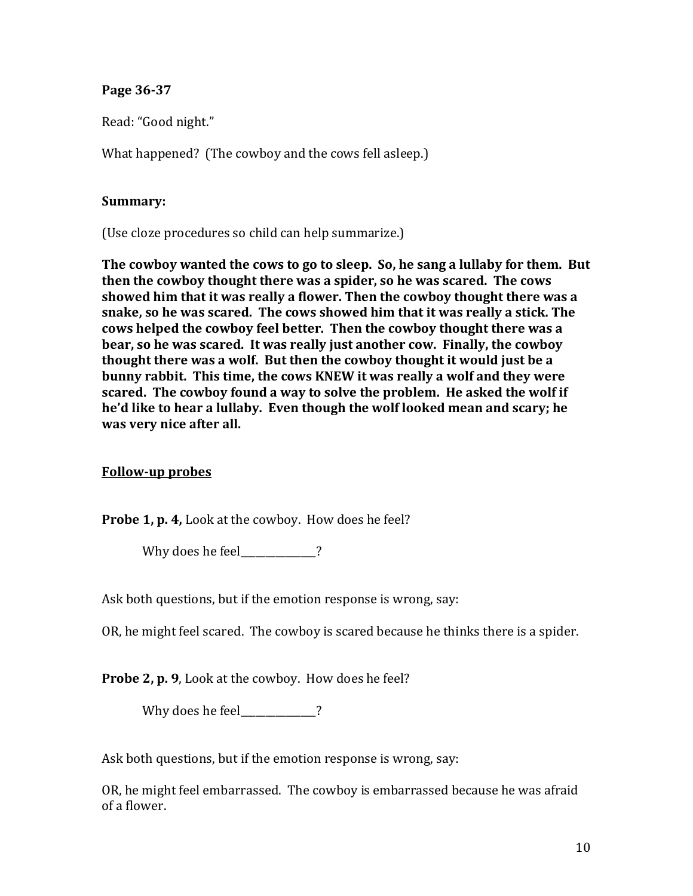**Page 36-37**

Read: "Good night."

What happened? (The cowboy and the cows fell asleep.)

**Summary:**

(Use cloze procedures so child can help summarize.)

**The cowboy wanted the cows to go to sleep. So, he sang a lullaby for them. But then the cowboy thought there was a spider, so he was scared. The cows showed him that it was really a flower. Then the cowboy thought there was a snake, so he was scared. The cows showed him that it was really a stick. The cows helped the cowboy feel better. Then the cowboy thought there was a bear, so he was scared. It was really just another cow. Finally, the cowboy thought there was a wolf. But then the cowboy thought it would just be a bunny rabbit. This time, the cows KNEW it was really a wolf and they were scared. The cowboy found a way to solve the problem. He asked the wolf if he'd like to hear a lullaby. Even though the wolf looked mean and scary; he was very nice after all.**

<u>**Follow-up probes**</u>

**Probe 1, p. 4,** Look at the cowboy. How does he feel?

Why does he feel_______________?

Ask both questions, but if the emotion response is wrong, say:

OR, he might feel scared. The cowboy is scared because he thinks there is a spider.

**Probe 2, p. 9**, Look at the cowboy. How does he feel?

Why does he feel_______________?

Ask both questions, but if the emotion response is wrong, say:

OR, he might feel embarrassed. The cowboy is embarrassed because he was afraid of a flower.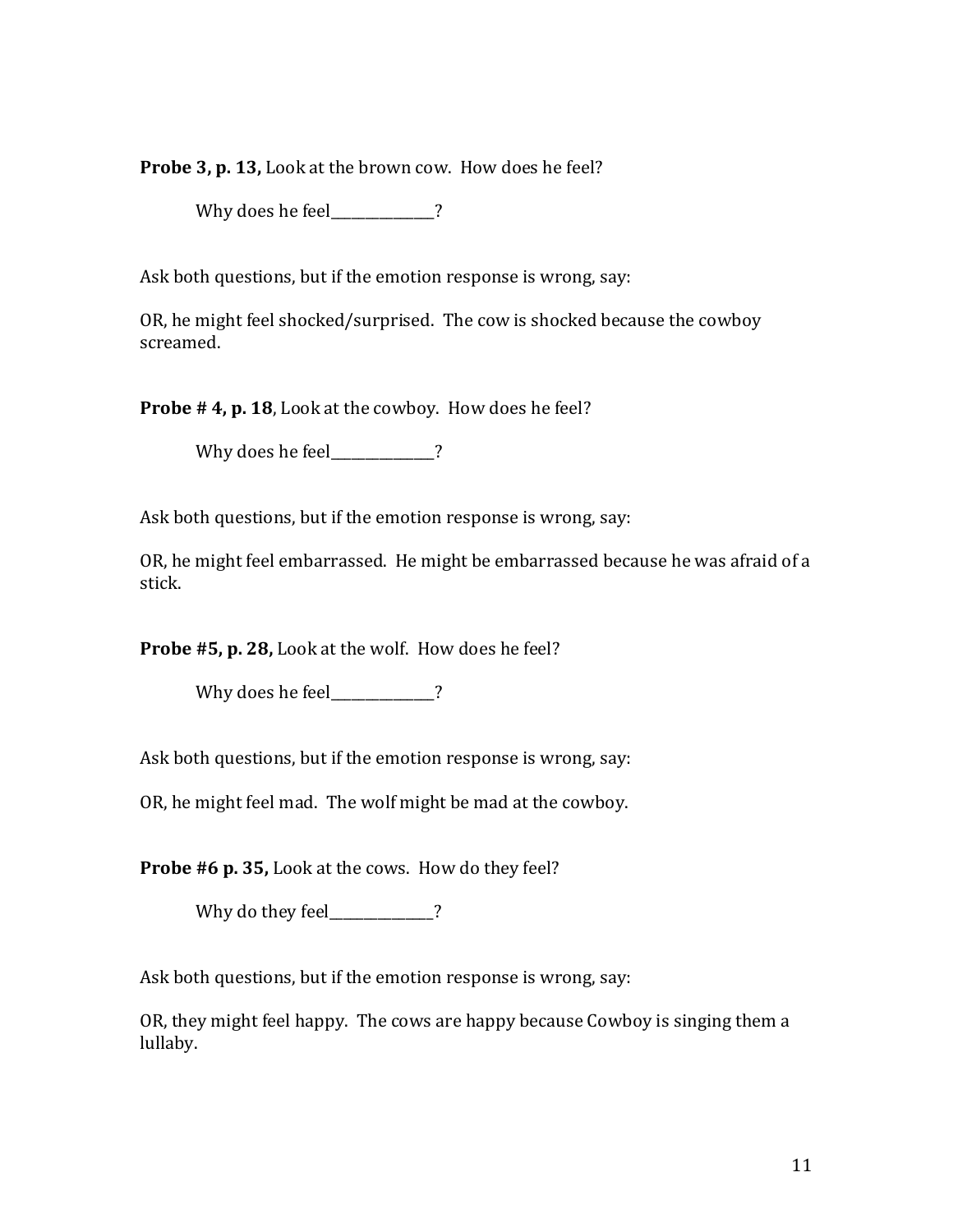**Probe 3, p. 13,** Look at the brown cow. How does he feel?

Why does he feel_______________?

Ask both questions, but if the emotion response is wrong, say:

OR, he might feel shocked/surprised. The cow is shocked because the cowboy screamed.

**Probe # 4, p. 18**, Look at the cowboy. How does he feel?

Why does he feel_______________?

Ask both questions, but if the emotion response is wrong, say:

OR, he might feel embarrassed. He might be embarrassed because he was afraid of a stick.

**Probe #5, p. 28,** Look at the wolf. How does he feel?

Why does he feel_______________?

Ask both questions, but if the emotion response is wrong, say:

OR, he might feel mad. The wolf might be mad at the cowboy.

**Probe #6 p. 35,** Look at the cows. How do they feel?

Why do they feel_______________?

Ask both questions, but if the emotion response is wrong, say:

OR, they might feel happy. The cows are happy because Cowboy is singing them a lullaby.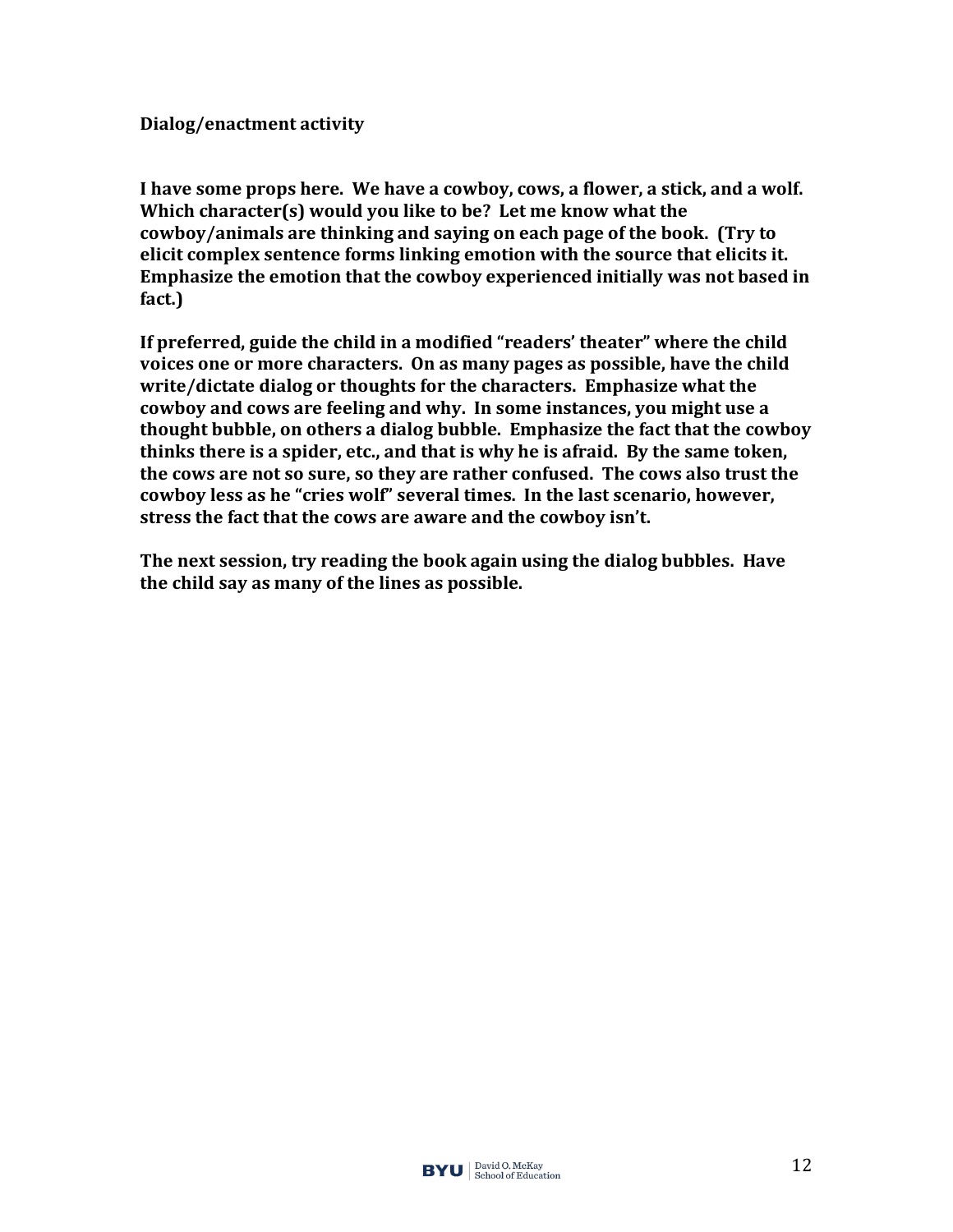**Dialog/enactment activity**

**I have some props here. We have a cowboy, cows, a flower, a stick, and a wolf. Which character(s) would you like to be? Let me know what the cowboy/animals are thinking and saying on each page of the book. (Try to elicit complex sentence forms linking emotion with the source that elicits it. Emphasize the emotion that the cowboy experienced initially was not based in fact.)**

**If preferred, guide the child in a modified "readers' theater" where the child voices one or more characters. On as many pages as possible, have the child write/dictate dialog or thoughts for the characters. Emphasize what the cowboy and cows are feeling and why. In some instances, you might use a thought bubble, on others a dialog bubble. Emphasize the fact that the cowboy thinks there is a spider, etc., and that is why he is afraid. By the same token, the cows are not so sure, so they are rather confused. The cows also trust the cowboy less as he "cries wolf" several times. In the last scenario, however, stress the fact that the cows are aware and the cowboy isn't.**

**The next session, try reading the book again using the dialog bubbles. Have the child say as many of the lines as possible.**